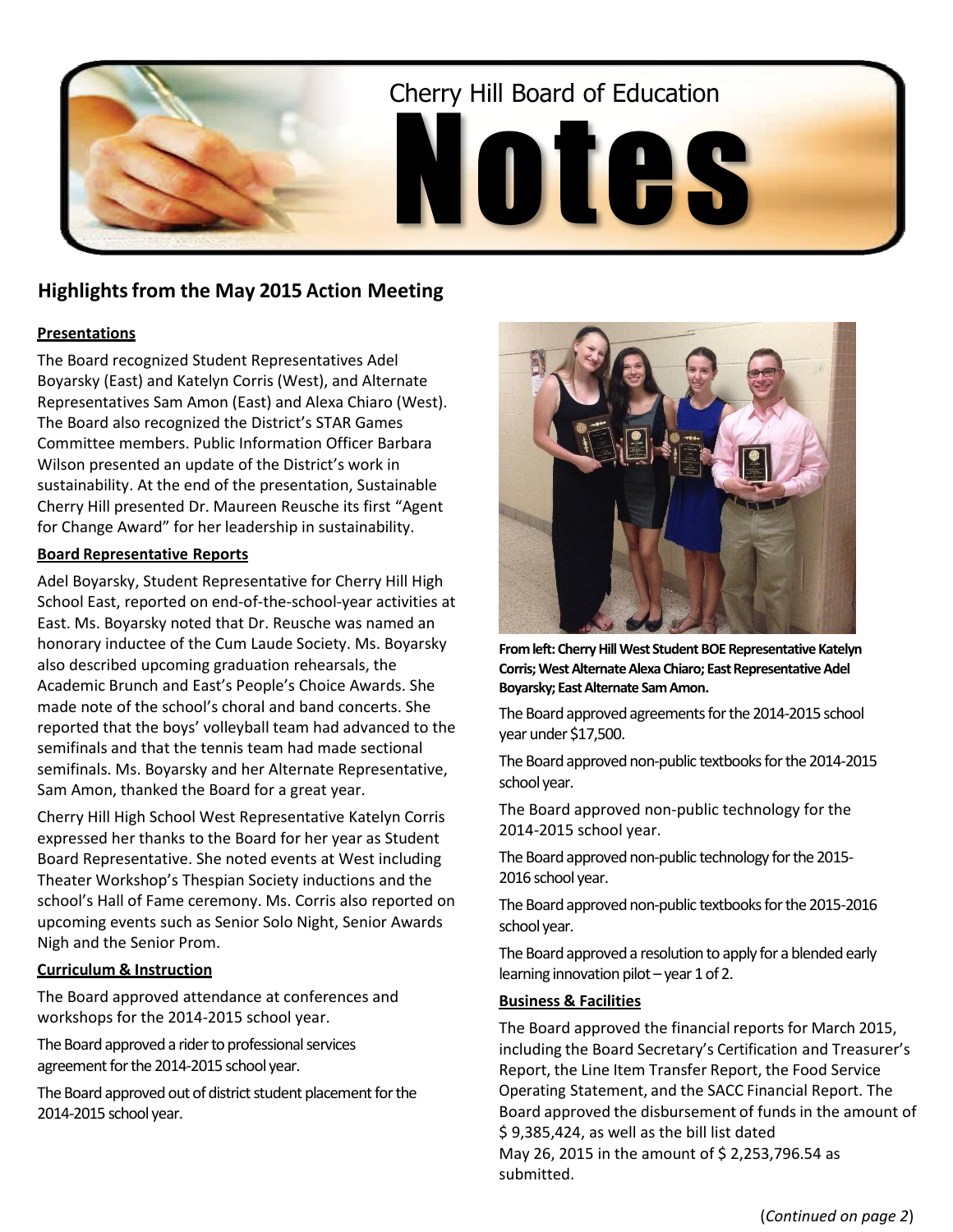# Cherry Hill Board of Education Notes

## Highlights from the May 2015 Action Meeting

### Presentations

The Board recognized Student Representatives Adel Boyarsky (East) and Katelyn Corris (West), and Alternate Representatives Sam Amon (East) and Alexa Chiaro (West). The Board also recognized the District's STAR Games Committee members. Public Information Officer Barbara Wilson presented an update of the District's work in sustainability. At the end of the presentation, Sustainable Cherry Hill presented Dr. Maureen Reusche its first "Agent for Change Award" for her leadership in sustainability.

### Board Representative Reports

Adel Boyarsky, Student Representative for Cherry Hill High School East, reported on end-of-the-school-year activities at East. Ms. Boyarsky noted that Dr. Reusche was named an honorary inductee of the Cum Laude Society. Ms. Boyarsky also described upcoming graduation rehearsals, the Academic Brunch and East's People's Choice Awards. She made note of the school's choral and band concerts. She reported that the boys' volleyball team had advanced to the semifinals and that the tennis team had made sectional semifinals. Ms. Boyarsky and her Alternate Representative, Sam Amon, thanked the Board for a great year.

Cherry Hill High School West Representative Katelyn Corris expressed her thanks to the Board for her year as Student Board Representative. She noted events at West including Theater Workshop's Thespian Society inductions and the school's Hall of Fame ceremony. Ms. Corris also reported on upcoming events such as Senior Solo Night, Senior Awards Nigh and the Senior Prom.

### Curriculum & Instruction

The Board approved attendance at conferences and workshops for the 2014-2015 school year.

The Board approved a rider to professional services agreement for the 2014-2015 school year.

The Board approved out of district student placement for the 2014-2015 school year.

**From left: Cherry Hill West Student BOE Representative Katelyn Corris; West Alternate Alexa Chiaro; East Representative Adel Boyarsky; East Alternate Sam Amon.**

The Board approved agreements for the 2014-2015 school year under $17,500.

The Board approved non-public textbooks for the 2014-2015 school year.

The Board approved non-public technology for the 2014-2015 school year.

The Board approved non-public technology for the 2015-2016 school year.

The Board approved non-public textbooks for the 2015-2016 school year.

The Board approved a resolution to apply for a blended early learning innovation pilot – year 1 of 2.

### Business & Facilities

The Board approved the financial reports for March 2015, including the Board Secretary's Certification and Treasurer's Report, the Line Item Transfer Report, the Food Service Operating Statement, and the SACC Financial Report. The Board approved the disbursement of funds in the amount of $ 9,385,424, as well as the bill list dated May 26, 2015 in the amount of $ 2,253,796.54 as submitted.

(*Continued on page 2*)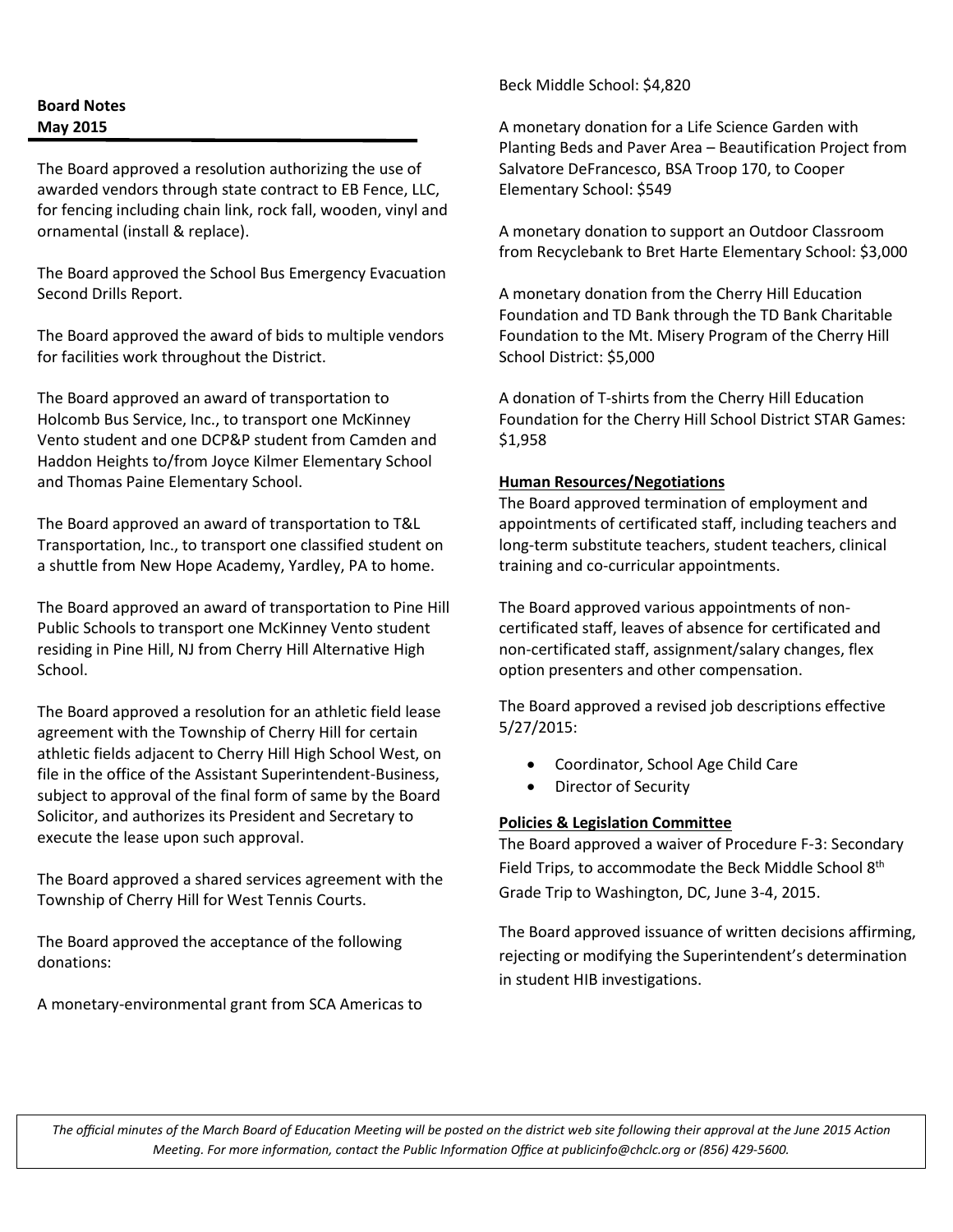**Board Notes**
**May 2015**

The Board approved a resolution authorizing the use of awarded vendors through state contract to EB Fence, LLC, for fencing including chain link, rock fall, wooden, vinyl and ornamental (install & replace).

The Board approved the School Bus Emergency Evacuation Second Drills Report.

The Board approved the award of bids to multiple vendors for facilities work throughout the District.

The Board approved an award of transportation to Holcomb Bus Service, Inc., to transport one McKinney Vento student and one DCP&P student from Camden and Haddon Heights to/from Joyce Kilmer Elementary School and Thomas Paine Elementary School.

The Board approved an award of transportation to T&L Transportation, Inc., to transport one classified student on a shuttle from New Hope Academy, Yardley, PA to home.

The Board approved an award of transportation to Pine Hill Public Schools to transport one McKinney Vento student residing in Pine Hill, NJ from Cherry Hill Alternative High School.

The Board approved a resolution for an athletic field lease agreement with the Township of Cherry Hill for certain athletic fields adjacent to Cherry Hill High School West, on file in the office of the Assistant Superintendent-Business, subject to approval of the final form of same by the Board Solicitor, and authorizes its President and Secretary to execute the lease upon such approval.

The Board approved a shared services agreement with the Township of Cherry Hill for West Tennis Courts.

The Board approved the acceptance of the following donations:

A monetary-environmental grant from SCA Americas to Beck Middle School: $4,820

A monetary donation for a Life Science Garden with Planting Beds and Paver Area – Beautification Project from Salvatore DeFrancesco, BSA Troop 170, to Cooper Elementary School: $549

A monetary donation to support an Outdoor Classroom from Recyclebank to Bret Harte Elementary School: $3,000

A monetary donation from the Cherry Hill Education Foundation and TD Bank through the TD Bank Charitable Foundation to the Mt. Misery Program of the Cherry Hill School District: $5,000

A donation of T-shirts from the Cherry Hill Education Foundation for the Cherry Hill School District STAR Games: $1,958

**Human Resources/Negotiations**

The Board approved termination of employment and appointments of certificated staff, including teachers and long-term substitute teachers, student teachers, clinical training and co-curricular appointments.

The Board approved various appointments of non-certificated staff, leaves of absence for certificated and non-certificated staff, assignment/salary changes, flex option presenters and other compensation.

The Board approved a revised job descriptions effective 5/27/2015:

- Coordinator, School Age Child Care
- Director of Security

**Policies & Legislation Committee**

The Board approved a waiver of Procedure F-3: Secondary Field Trips, to accommodate the Beck Middle School 8th Grade Trip to Washington, DC, June 3-4, 2015.

The Board approved issuance of written decisions affirming, rejecting or modifying the Superintendent's determination in student HIB investigations.

*The official minutes of the March Board of Education Meeting will be posted on the district web site following their approval at the June 2015 Action Meeting. For more information, contact the Public Information Office at publicinfo@chclc.org or (856) 429-5600.*